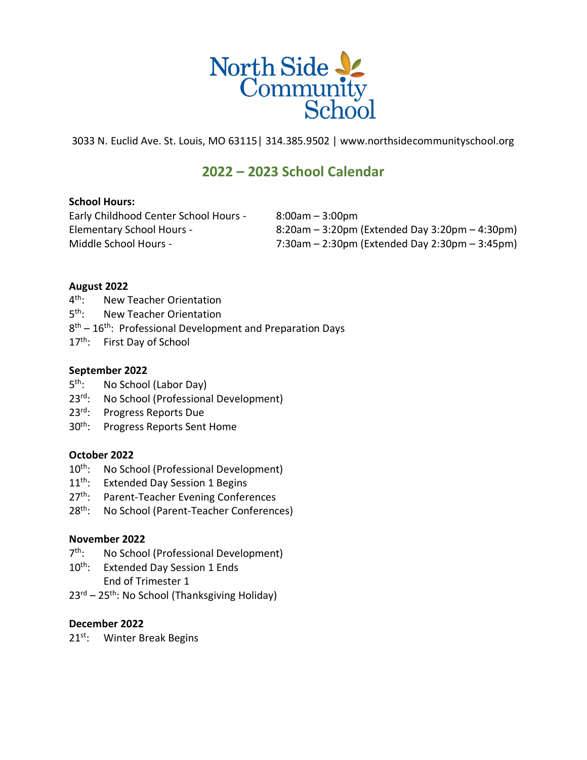# North Side Community School

3033 N. Euclid Ave. St. Louis, MO 63115| 314.385.9502 | www.northsidecommunityschool.org

## 2022 – 2023 School Calendar

**School Hours:**

Early Childhood Center School Hours - 8:00am – 3:00pm
Elementary School Hours - 8:20am – 3:20pm (Extended Day 3:20pm – 4:30pm)
Middle School Hours - 7:30am – 2:30pm (Extended Day 2:30pm – 3:45pm)

**August 2022**

4th: New Teacher Orientation
5th: New Teacher Orientation
8th – 16th: Professional Development and Preparation Days
17th: First Day of School

**September 2022**

5th: No School (Labor Day)
23rd: No School (Professional Development)
23rd: Progress Reports Due
30th: Progress Reports Sent Home

**October 2022**

10th: No School (Professional Development)
11th: Extended Day Session 1 Begins
27th: Parent-Teacher Evening Conferences
28th: No School (Parent-Teacher Conferences)

**November 2022**

7th: No School (Professional Development)
10th: Extended Day Session 1 Ends
End of Trimester 1
23rd – 25th: No School (Thanksgiving Holiday)

**December 2022**

21st: Winter Break Begins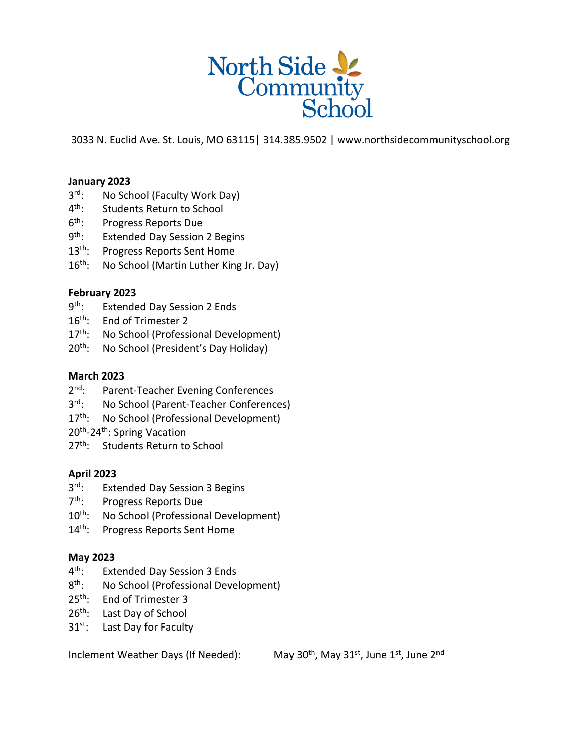North Side Community School

3033 N. Euclid Ave. St. Louis, MO 63115| 314.385.9502 | www.northsidecommunityschool.org

**January 2023**

- 3rd: No School (Faculty Work Day)
- 4th: Students Return to School
- 6th: Progress Reports Due
- 9th: Extended Day Session 2 Begins
- 13th: Progress Reports Sent Home
- 16th: No School (Martin Luther King Jr. Day)

**February 2023**

- 9th: Extended Day Session 2 Ends
- 16th: End of Trimester 2
- 17th: No School (Professional Development)
- 20th: No School (President's Day Holiday)

**March 2023**

- 2nd: Parent-Teacher Evening Conferences
- 3rd: No School (Parent-Teacher Conferences)
- 17th: No School (Professional Development)
- 20th-24th: Spring Vacation
- 27th: Students Return to School

**April 2023**

- 3rd: Extended Day Session 3 Begins
- 7th: Progress Reports Due
- 10th: No School (Professional Development)
- 14th: Progress Reports Sent Home

**May 2023**

- 4th: Extended Day Session 3 Ends
- 8th: No School (Professional Development)
- 25th: End of Trimester 3
- 26th: Last Day of School
- 31st: Last Day for Faculty

Inclement Weather Days (If Needed): May 30th, May 31st, June 1st, June 2nd